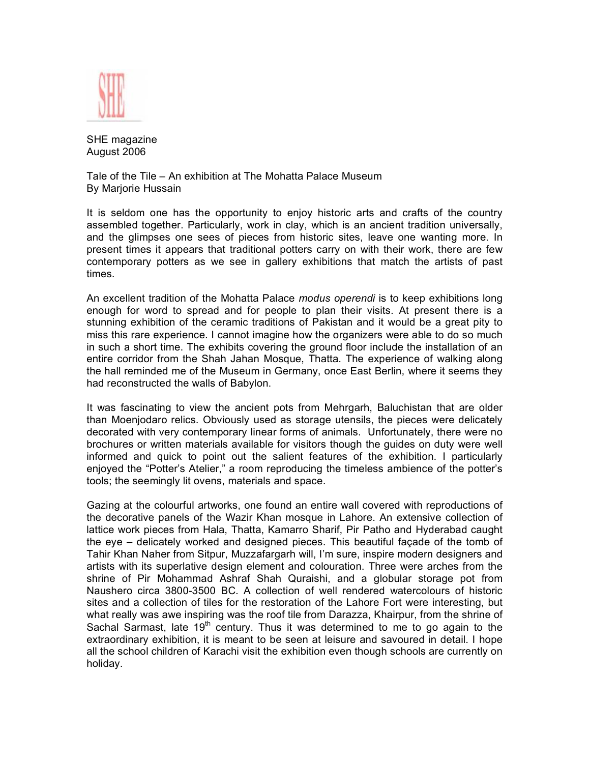SHE

SHE magazine
August 2006

Tale of the Tile – An exhibition at The Mohatta Palace Museum
By Marjorie Hussain

It is seldom one has the opportunity to enjoy historic arts and crafts of the country assembled together. Particularly, work in clay, which is an ancient tradition universally, and the glimpses one sees of pieces from historic sites, leave one wanting more. In present times it appears that traditional potters carry on with their work, there are few contemporary potters as we see in gallery exhibitions that match the artists of past times.

An excellent tradition of the Mohatta Palace *modus operendi* is to keep exhibitions long enough for word to spread and for people to plan their visits. At present there is a stunning exhibition of the ceramic traditions of Pakistan and it would be a great pity to miss this rare experience. I cannot imagine how the organizers were able to do so much in such a short time. The exhibits covering the ground floor include the installation of an entire corridor from the Shah Jahan Mosque, Thatta. The experience of walking along the hall reminded me of the Museum in Germany, once East Berlin, where it seems they had reconstructed the walls of Babylon.

It was fascinating to view the ancient pots from Mehrgarh, Baluchistan that are older than Moenjodaro relics. Obviously used as storage utensils, the pieces were delicately decorated with very contemporary linear forms of animals. Unfortunately, there were no brochures or written materials available for visitors though the guides on duty were well informed and quick to point out the salient features of the exhibition. I particularly enjoyed the "Potter's Atelier," a room reproducing the timeless ambience of the potter's tools; the seemingly lit ovens, materials and space.

Gazing at the colourful artworks, one found an entire wall covered with reproductions of the decorative panels of the Wazir Khan mosque in Lahore. An extensive collection of lattice work pieces from Hala, Thatta, Kamarro Sharif, Pir Patho and Hyderabad caught the eye – delicately worked and designed pieces. This beautiful façade of the tomb of Tahir Khan Naher from Sitpur, Muzzafargarh will, I'm sure, inspire modern designers and artists with its superlative design element and colouration. Three were arches from the shrine of Pir Mohammad Ashraf Shah Quraishi, and a globular storage pot from Naushero circa 3800-3500 BC. A collection of well rendered watercolours of historic sites and a collection of tiles for the restoration of the Lahore Fort were interesting, but what really was awe inspiring was the roof tile from Darazza, Khairpur, from the shrine of Sachal Sarmast, late 19th century. Thus it was determined to me to go again to the extraordinary exhibition, it is meant to be seen at leisure and savoured in detail. I hope all the school children of Karachi visit the exhibition even though schools are currently on holiday.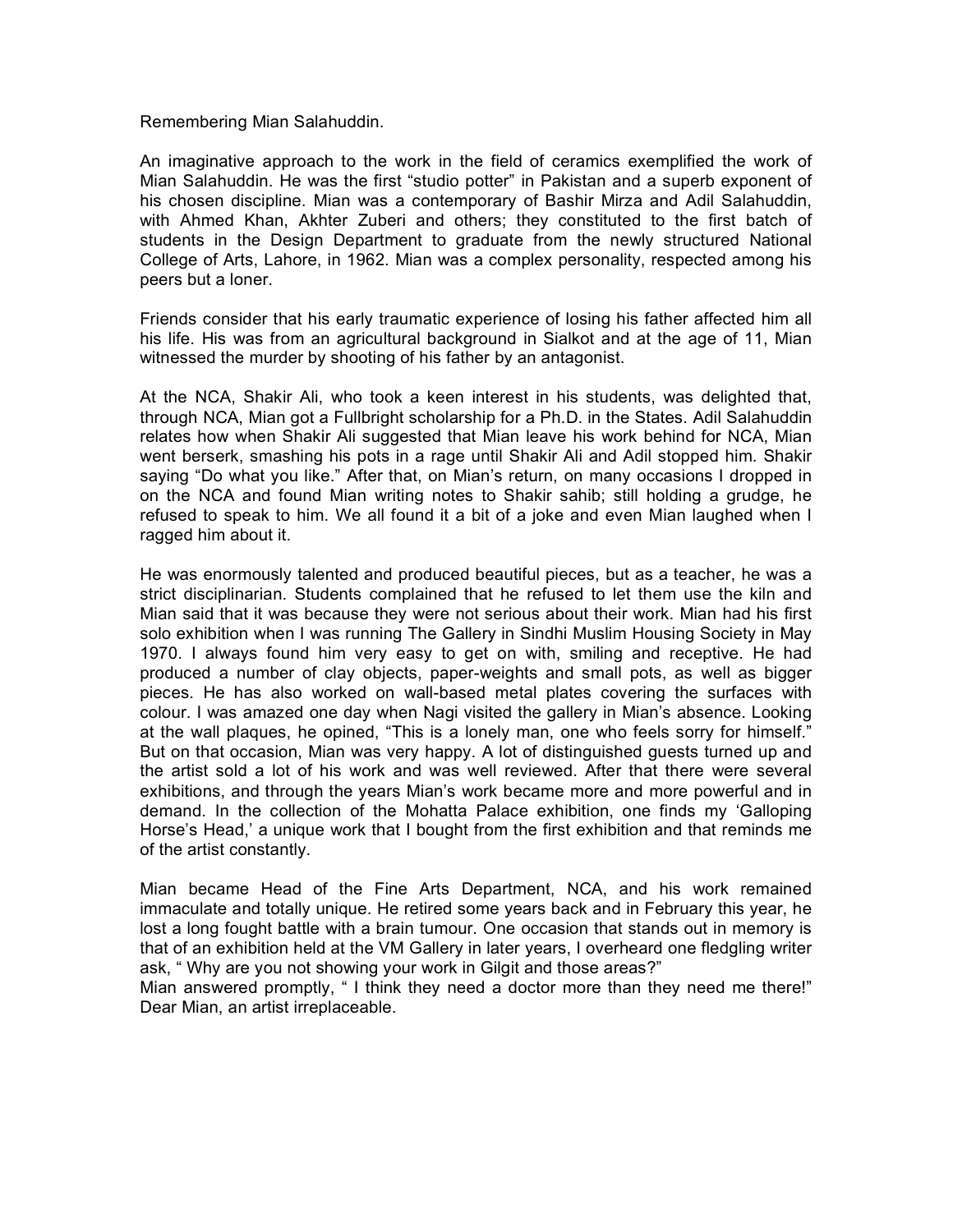Remembering Mian Salahuddin.

An imaginative approach to the work in the field of ceramics exemplified the work of Mian Salahuddin. He was the first "studio potter" in Pakistan and a superb exponent of his chosen discipline. Mian was a contemporary of Bashir Mirza and Adil Salahuddin, with Ahmed Khan, Akhter Zuberi and others; they constituted to the first batch of students in the Design Department to graduate from the newly structured National College of Arts, Lahore, in 1962. Mian was a complex personality, respected among his peers but a loner.

Friends consider that his early traumatic experience of losing his father affected him all his life. His was from an agricultural background in Sialkot and at the age of 11, Mian witnessed the murder by shooting of his father by an antagonist.

At the NCA, Shakir Ali, who took a keen interest in his students, was delighted that, through NCA, Mian got a Fullbright scholarship for a Ph.D. in the States. Adil Salahuddin relates how when Shakir Ali suggested that Mian leave his work behind for NCA, Mian went berserk, smashing his pots in a rage until Shakir Ali and Adil stopped him. Shakir saying "Do what you like." After that, on Mian's return, on many occasions I dropped in on the NCA and found Mian writing notes to Shakir sahib; still holding a grudge, he refused to speak to him. We all found it a bit of a joke and even Mian laughed when I ragged him about it.

He was enormously talented and produced beautiful pieces, but as a teacher, he was a strict disciplinarian. Students complained that he refused to let them use the kiln and Mian said that it was because they were not serious about their work. Mian had his first solo exhibition when I was running The Gallery in Sindhi Muslim Housing Society in May 1970. I always found him very easy to get on with, smiling and receptive. He had produced a number of clay objects, paper-weights and small pots, as well as bigger pieces. He has also worked on wall-based metal plates covering the surfaces with colour. I was amazed one day when Nagi visited the gallery in Mian's absence. Looking at the wall plaques, he opined, "This is a lonely man, one who feels sorry for himself." But on that occasion, Mian was very happy. A lot of distinguished guests turned up and the artist sold a lot of his work and was well reviewed. After that there were several exhibitions, and through the years Mian's work became more and more powerful and in demand. In the collection of the Mohatta Palace exhibition, one finds my 'Galloping Horse's Head,' a unique work that I bought from the first exhibition and that reminds me of the artist constantly.

Mian became Head of the Fine Arts Department, NCA, and his work remained immaculate and totally unique. He retired some years back and in February this year, he lost a long fought battle with a brain tumour. One occasion that stands out in memory is that of an exhibition held at the VM Gallery in later years, I overheard one fledgling writer ask, " Why are you not showing your work in Gilgit and those areas?"
Mian answered promptly, " I think they need a doctor more than they need me there!"
Dear Mian, an artist irreplaceable.